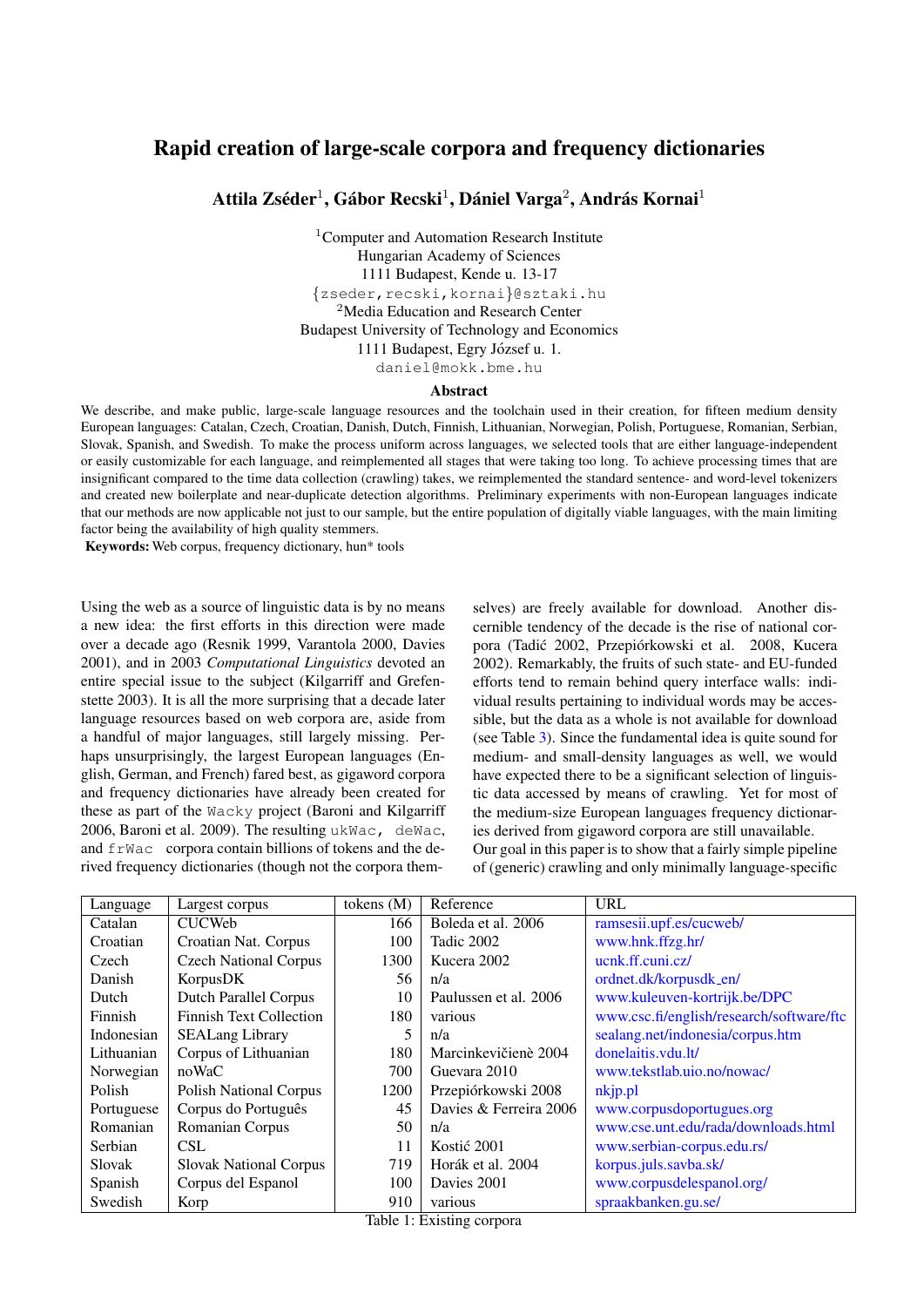# Rapid creation of large-scale corpora and frequency dictionaries

**Attila Zséder[1], Gábor Recski[1], Dániel Varga[2], András Kornai[1]**

[1]Computer and Automation Research Institute
Hungarian Academy of Sciences
1111 Budapest, Kende u. 13-17
{zseder,recski,kornai}@sztaki.hu
[2]Media Education and Research Center
Budapest University of Technology and Economics
1111 Budapest, Egry József u. 1.
daniel@mokk.bme.hu

## Abstract

We describe, and make public, large-scale language resources and the toolchain used in their creation, for fifteen medium density European languages: Catalan, Czech, Croatian, Danish, Dutch, Finnish, Lithuanian, Norwegian, Polish, Portuguese, Romanian, Serbian, Slovak, Spanish, and Swedish. To make the process uniform across languages, we selected tools that are either language-independent or easily customizable for each language, and reimplemented all stages that were taking too long. To achieve processing times that are insignificant compared to the time data collection (crawling) takes, we reimplemented the standard sentence- and word-level tokenizers and created new boilerplate and near-duplicate detection algorithms. Preliminary experiments with non-European languages indicate that our methods are now applicable not just to our sample, but the entire population of digitally viable languages, with the main limiting factor being the availability of high quality stemmers.

**Keywords:** Web corpus, frequency dictionary, hun* tools

Using the web as a source of linguistic data is by no means a new idea: the first efforts in this direction were made over a decade ago (Resnik 1999, Varantola 2000, Davies 2001), and in 2003 *Computational Linguistics* devoted an entire special issue to the subject (Kilgarriff and Grefenstette 2003). It is all the more surprising that a decade later language resources based on web corpora are, aside from a handful of major languages, still largely missing. Perhaps unsurprisingly, the largest European languages (English, German, and French) fared best, as gigaword corpora and frequency dictionaries have already been created for these as part of the `Wacky` project (Baroni and Kilgarriff 2006, Baroni et al. 2009). The resulting `ukWac`, `deWac`, and `frWac` corpora contain billions of tokens and the derived frequency dictionaries (though not the corpora themselves) are freely available for download. Another discernible tendency of the decade is the rise of national corpora (Tadić 2002, Przepiórkowski et al. 2008, Kucera 2002). Remarkably, the fruits of such state- and EU-funded efforts tend to remain behind query interface walls: individual results pertaining to individual words may be accessible, but the data as a whole is not available for download (see Table 3). Since the fundamental idea is quite sound for medium- and small-density languages as well, we would have expected there to be a significant selection of linguistic data accessed by means of crawling. Yet for most of the medium-size European languages frequency dictionaries derived from gigaword corpora are still unavailable.

Our goal in this paper is to show that a fairly simple pipeline of (generic) crawling and only minimally language-specific

| Language | Largest corpus | tokens (M) | Reference | URL |
|---|---|---|---|---|
| Catalan | CUCWeb | 166 | Boleda et al. 2006 | ramsesii.upf.es/cucweb/ |
| Croatian | Croatian Nat. Corpus | 100 | Tadic 2002 | www.hnk.ffzg.hr/ |
| Czech | Czech National Corpus | 1300 | Kucera 2002 | ucnk.ff.cuni.cz/ |
| Danish | KorpusDK | 56 | n/a | ordnet.dk/korpusdk_en/ |
| Dutch | Dutch Parallel Corpus | 10 | Paulussen et al. 2006 | www.kuleuven-kortrijk.be/DPC |
| Finnish | Finnish Text Collection | 180 | various | www.csc.fi/english/research/software/ftc |
| Indonesian | SEALang Library | 5 | n/a | sealang.net/indonesia/corpus.htm |
| Lithuanian | Corpus of Lithuanian | 180 | Marcinkevičienė 2004 | donelaitis.vdu.lt/ |
| Norwegian | noWaC | 700 | Guevara 2010 | www.tekstlab.uio.no/nowac/ |
| Polish | Polish National Corpus | 1200 | Przepiórkowski 2008 | nkjp.pl |
| Portuguese | Corpus do Português | 45 | Davies & Ferreira 2006 | www.corpusdoportugues.org |
| Romanian | Romanian Corpus | 50 | n/a | www.cse.unt.edu/rada/downloads.html |
| Serbian | CSL | 11 | Kostić 2001 | www.serbian-corpus.edu.rs/ |
| Slovak | Slovak National Corpus | 719 | Horák et al. 2004 | korpus.juls.savba.sk/ |
| Spanish | Corpus del Espanol | 100 | Davies 2001 | www.corpusdelespanol.org/ |
| Swedish | Korp | 910 | various | spraakbanken.gu.se/ |

Table 1: Existing corpora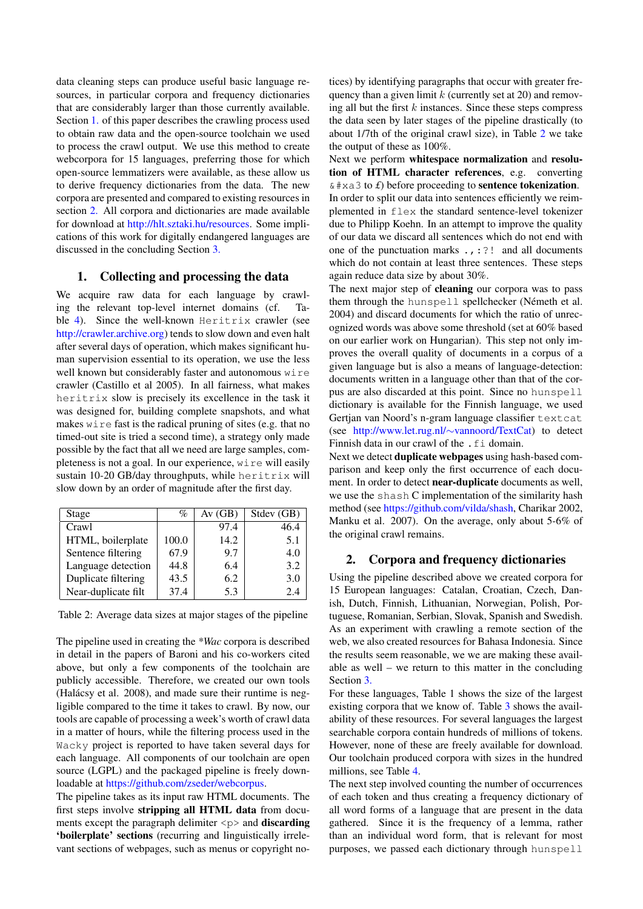data cleaning steps can produce useful basic language resources, in particular corpora and frequency dictionaries that are considerably larger than those currently available. Section 1. of this paper describes the crawling process used to obtain raw data and the open-source toolchain we used to process the crawl output. We use this method to create webcorpora for 15 languages, preferring those for which open-source lemmatizers were available, as these allow us to derive frequency dictionaries from the data. The new corpora are presented and compared to existing resources in section 2. All corpora and dictionaries are made available for download at http://hlt.sztaki.hu/resources. Some implications of this work for digitally endangered languages are discussed in the concluding Section 3.

# 1. Collecting and processing the data

We acquire raw data for each language by crawling the relevant top-level internet domains (cf. Table 4). Since the well-known `Heritrix` crawler (see http://crawler.archive.org) tends to slow down and even halt after several days of operation, which makes significant human supervision essential to its operation, we use the less well known but considerably faster and autonomous `wire` crawler (Castillo et al 2005). In all fairness, what makes `heritrix` slow is precisely its excellence in the task it was designed for, building complete snapshots, and what makes `wire` fast is the radical pruning of sites (e.g. that no timed-out site is tried a second time), a strategy only made possible by the fact that all we need are large samples, completeness is not a goal. In our experience, `wire` will easily sustain 10-20 GB/day throughputs, while `heritrix` will slow down by an order of magnitude after the first day.

| Stage | % | Av (GB) | Stdev (GB) |
|---|---|---|---|
| Crawl | | 97.4 | 46.4 |
| HTML, boilerplate | 100.0 | 14.2 | 5.1 |
| Sentence filtering | 67.9 | 9.7 | 4.0 |
| Language detection | 44.8 | 6.4 | 3.2 |
| Duplicate filtering | 43.5 | 6.2 | 3.0 |
| Near-duplicate filt | 37.4 | 5.3 | 2.4 |

Table 2: Average data sizes at major stages of the pipeline

The pipeline used in creating the *\*Wac* corpora is described in detail in the papers of Baroni and his co-workers cited above, but only a few components of the toolchain are publicly accessible. Therefore, we created our own tools (Halácsy et al. 2008), and made sure their runtime is negligible compared to the time it takes to crawl. By now, our tools are capable of processing a week's worth of crawl data in a matter of hours, while the filtering process used in the `Wacky` project is reported to have taken several days for each language. All components of our toolchain are open source (LGPL) and the packaged pipeline is freely downloadable at https://github.com/zseder/webcorpus.

The pipeline takes as its input raw HTML documents. The first steps involve **stripping all HTML data** from documents except the paragraph delimiter <p> and **discarding 'boilerplate' sections** (recurring and linguistically irrelevant sections of webpages, such as menus or copyright notices) by identifying paragraphs that occur with greater frequency than a given limit $k$ (currently set at 20) and removing all but the first $k$ instances. Since these steps compress the data seen by later stages of the pipeline drastically (to about 1/7th of the original crawl size), in Table 2 we take the output of these as 100%.

Next we perform **whitespace normalization** and **resolution of HTML character references**, e.g. converting `&#xa3` to £) before proceeding to **sentence tokenization**. In order to split our data into sentences efficiently we reimplemented in `flex` the standard sentence-level tokenizer due to Philipp Koehn. In an attempt to improve the quality of our data we discard all sentences which do not end with one of the punctuation marks `.,:?!` and all documents which do not contain at least three sentences. These steps again reduce data size by about 30%.

The next major step of **cleaning** our corpora was to pass them through the `hunspell` spellchecker (Németh et al. 2004) and discard documents for which the ratio of unrecognized words was above some threshold (set at 60% based on our earlier work on Hungarian). This step not only improves the overall quality of documents in a corpus of a given language but is also a means of language-detection: documents written in a language other than that of the corpus are also discarded at this point. Since no `hunspell` dictionary is available for the Finnish language, we used Gertjan van Noord's n-gram language classifier `textcat` (see http://www.let.rug.nl/∼vannoord/TextCat) to detect Finnish data in our crawl of the `.fi` domain.

Next we detect **duplicate webpages** using hash-based comparison and keep only the first occurrence of each document. In order to detect **near-duplicate** documents as well, we use the `shash` C implementation of the similarity hash method (see https://github.com/vilda/shash, Charikar 2002, Manku et al. 2007). On the average, only about 5-6% of the original crawl remains.

# 2. Corpora and frequency dictionaries

Using the pipeline described above we created corpora for 15 European languages: Catalan, Croatian, Czech, Danish, Dutch, Finnish, Lithuanian, Norwegian, Polish, Portuguese, Romanian, Serbian, Slovak, Spanish and Swedish. As an experiment with crawling a remote section of the web, we also created resources for Bahasa Indonesia. Since the results seem reasonable, we we are making these available as well – we return to this matter in the concluding Section 3.

For these languages, Table 1 shows the size of the largest existing corpora that we know of. Table 3 shows the availability of these resources. For several languages the largest searchable corpora contain hundreds of millions of tokens. However, none of these are freely available for download. Our toolchain produced corpora with sizes in the hundred millions, see Table 4.

The next step involved counting the number of occurrences of each token and thus creating a frequency dictionary of all word forms of a language that are present in the data gathered. Since it is the frequency of a lemma, rather than an individual word form, that is relevant for most purposes, we passed each dictionary through `hunspell`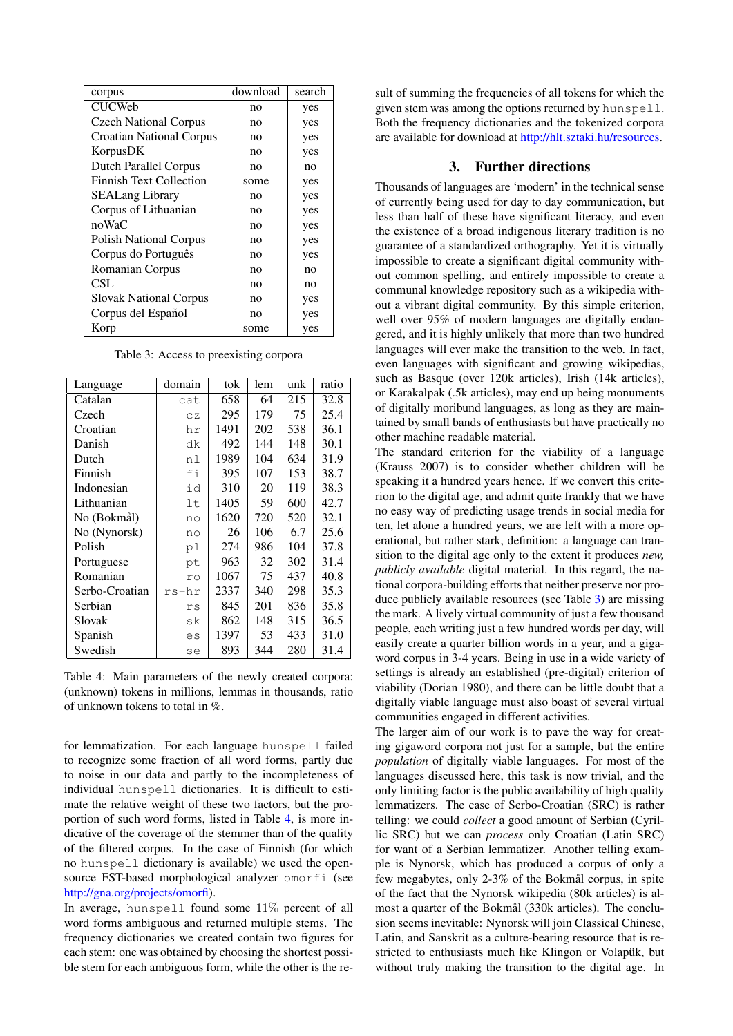| corpus | download | search |
|---|---|---|
| CUCWeb | no | yes |
| Czech National Corpus | no | yes |
| Croatian National Corpus | no | yes |
| KorpusDK | no | yes |
| Dutch Parallel Corpus | no | no |
| Finnish Text Collection | some | yes |
| SEALang Library | no | yes |
| Corpus of Lithuanian | no | yes |
| noWaC | no | yes |
| Polish National Corpus | no | yes |
| Corpus do Português | no | yes |
| Romanian Corpus | no | no |
| CSL | no | no |
| Slovak National Corpus | no | yes |
| Corpus del Español | no | yes |
| Korp | some | yes |

Table 3: Access to preexisting corpora

| Language | domain | tok | lem | unk | ratio |
|---|---|---|---|---|---|
| Catalan | `cat` | 658 | 64 | 215 | 32.8 |
| Czech | `cz` | 295 | 179 | 75 | 25.4 |
| Croatian | `hr` | 1491 | 202 | 538 | 36.1 |
| Danish | `dk` | 492 | 144 | 148 | 30.1 |
| Dutch | `nl` | 1989 | 104 | 634 | 31.9 |
| Finnish | `fi` | 395 | 107 | 153 | 38.7 |
| Indonesian | `id` | 310 | 20 | 119 | 38.3 |
| Lithuanian | `lt` | 1405 | 59 | 600 | 42.7 |
| No (Bokmål) | `no` | 1620 | 720 | 520 | 32.1 |
| No (Nynorsk) | `no` | 26 | 106 | 6.7 | 25.6 |
| Polish | `pl` | 274 | 986 | 104 | 37.8 |
| Portuguese | `pt` | 963 | 32 | 302 | 31.4 |
| Romanian | `ro` | 1067 | 75 | 437 | 40.8 |
| Serbo-Croatian | `rs+hr` | 2337 | 340 | 298 | 35.3 |
| Serbian | `rs` | 845 | 201 | 836 | 35.8 |
| Slovak | `sk` | 862 | 148 | 315 | 36.5 |
| Spanish | `es` | 1397 | 53 | 433 | 31.0 |
| Swedish | `se` | 893 | 344 | 280 | 31.4 |

Table 4: Main parameters of the newly created corpora: (unknown) tokens in millions, lemmas in thousands, ratio of unknown tokens to total in %.

for lemmatization. For each language `hunspell` failed to recognize some fraction of all word forms, partly due to noise in our data and partly to the incompleteness of individual `hunspell` dictionaries. It is difficult to estimate the relative weight of these two factors, but the proportion of such word forms, listed in Table 4, is more indicative of the coverage of the stemmer than of the quality of the filtered corpus. In the case of Finnish (for which no `hunspell` dictionary is available) we used the open-source FST-based morphological analyzer `omorfi` (see http://gna.org/projects/omorfi).

In average, `hunspell` found some 11% percent of all word forms ambiguous and returned multiple stems. The frequency dictionaries we created contain two figures for each stem: one was obtained by choosing the shortest possible stem for each ambiguous form, while the other is the result of summing the frequencies of all tokens for which the given stem was among the options returned by `hunspell`. Both the frequency dictionaries and the tokenized corpora are available for download at http://hlt.sztaki.hu/resources.

## 3. Further directions

Thousands of languages are 'modern' in the technical sense of currently being used for day to day communication, but less than half of these have significant literacy, and even the existence of a broad indigenous literary tradition is no guarantee of a standardized orthography. Yet it is virtually impossible to create a significant digital community without common spelling, and entirely impossible to create a communal knowledge repository such as a wikipedia without a vibrant digital community. By this simple criterion, well over 95% of modern languages are digitally endangered, and it is highly unlikely that more than two hundred languages will ever make the transition to the web. In fact, even languages with significant and growing wikipedias, such as Basque (over 120k articles), Irish (14k articles), or Karakalpak (.5k articles), may end up being monuments of digitally moribund languages, as long as they are maintained by small bands of enthusiasts but have practically no other machine readable material.

The standard criterion for the viability of a language (Krauss 2007) is to consider whether children will be speaking it a hundred years hence. If we convert this criterion to the digital age, and admit quite frankly that we have no easy way of predicting usage trends in social media for ten, let alone a hundred years, we are left with a more operational, but rather stark, definition: a language can transition to the digital age only to the extent it produces *new, publicly available* digital material. In this regard, the national corpora-building efforts that neither preserve nor produce publicly available resources (see Table 3) are missing the mark. A lively virtual community of just a few thousand people, each writing just a few hundred words per day, will easily create a quarter billion words in a year, and a gigaword corpus in 3-4 years. Being in use in a wide variety of settings is already an established (pre-digital) criterion of viability (Dorian 1980), and there can be little doubt that a digitally viable language must also boast of several virtual communities engaged in different activities.

The larger aim of our work is to pave the way for creating gigaword corpora not just for a sample, but the entire *population* of digitally viable languages. For most of the languages discussed here, this task is now trivial, and the only limiting factor is the public availability of high quality lemmatizers. The case of Serbo-Croatian (SRC) is rather telling: we could *collect* a good amount of Serbian (Cyrillic SRC) but we can *process* only Croatian (Latin SRC) for want of a Serbian lemmatizer. Another telling example is Nynorsk, which has produced a corpus of only a few megabytes, only 2-3% of the Bokmål corpus, in spite of the fact that the Nynorsk wikipedia (80k articles) is almost a quarter of the Bokmål (330k articles). The conclusion seems inevitable: Nynorsk will join Classical Chinese, Latin, and Sanskrit as a culture-bearing resource that is restricted to enthusiasts much like Klingon or Volapük, but without truly making the transition to the digital age. In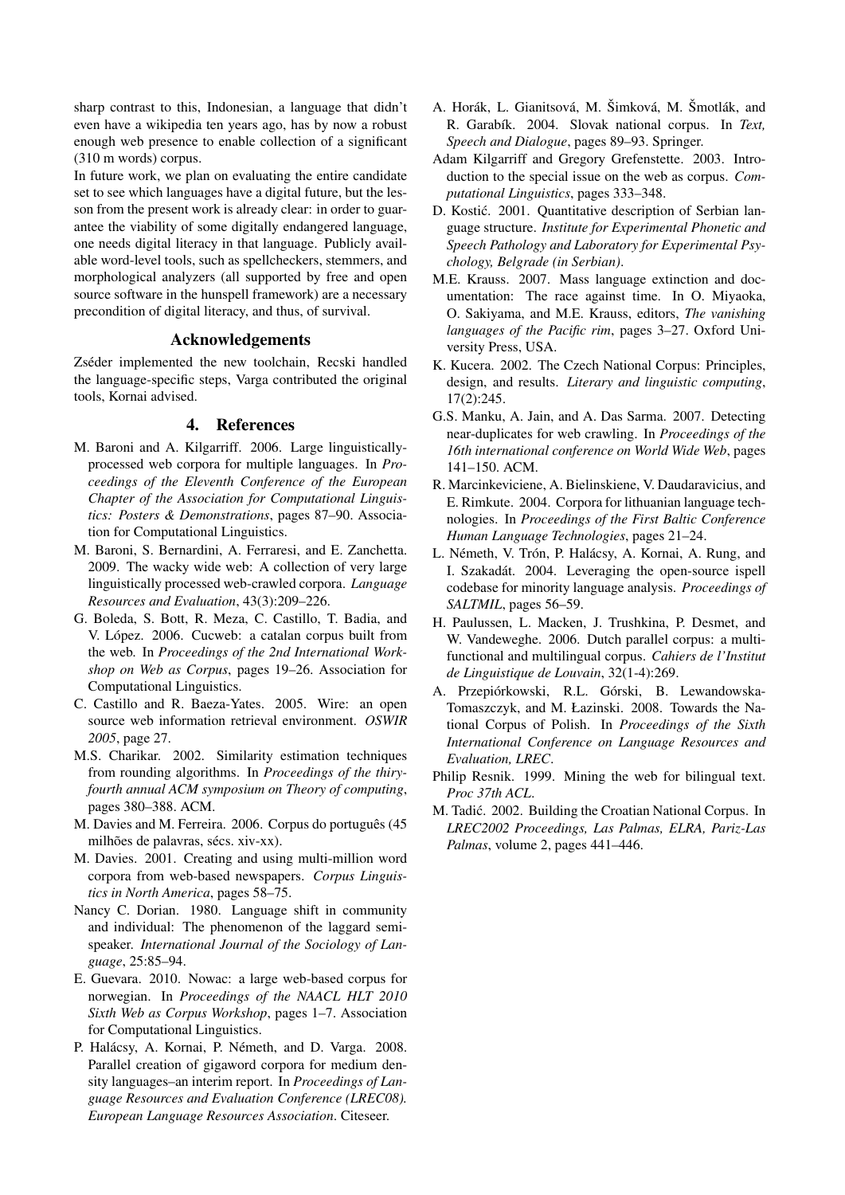sharp contrast to this, Indonesian, a language that didn't even have a wikipedia ten years ago, has by now a robust enough web presence to enable collection of a significant (310 m words) corpus.

In future work, we plan on evaluating the entire candidate set to see which languages have a digital future, but the lesson from the present work is already clear: in order to guarantee the viability of some digitally endangered language, one needs digital literacy in that language. Publicly available word-level tools, such as spellcheckers, stemmers, and morphological analyzers (all supported by free and open source software in the hunspell framework) are a necessary precondition of digital literacy, and thus, of survival.

## Acknowledgements

Zséder implemented the new toolchain, Recski handled the language-specific steps, Varga contributed the original tools, Kornai advised.

## 4. References

M. Baroni and A. Kilgarriff. 2006. Large linguistically-processed web corpora for multiple languages. In *Proceedings of the Eleventh Conference of the European Chapter of the Association for Computational Linguistics: Posters & Demonstrations*, pages 87–90. Association for Computational Linguistics.

M. Baroni, S. Bernardini, A. Ferraresi, and E. Zanchetta. 2009. The wacky wide web: A collection of very large linguistically processed web-crawled corpora. *Language Resources and Evaluation*, 43(3):209–226.

G. Boleda, S. Bott, R. Meza, C. Castillo, T. Badia, and V. López. 2006. Cucweb: a catalan corpus built from the web. In *Proceedings of the 2nd International Workshop on Web as Corpus*, pages 19–26. Association for Computational Linguistics.

C. Castillo and R. Baeza-Yates. 2005. Wire: an open source web information retrieval environment. *OSWIR 2005*, page 27.

M.S. Charikar. 2002. Similarity estimation techniques from rounding algorithms. In *Proceedings of the thiry-fourth annual ACM symposium on Theory of computing*, pages 380–388. ACM.

M. Davies and M. Ferreira. 2006. Corpus do português (45 milhões de palavras, sécs. xiv-xx).

M. Davies. 2001. Creating and using multi-million word corpora from web-based newspapers. *Corpus Linguistics in North America*, pages 58–75.

Nancy C. Dorian. 1980. Language shift in community and individual: The phenomenon of the laggard semi-speaker. *International Journal of the Sociology of Language*, 25:85–94.

E. Guevara. 2010. Nowac: a large web-based corpus for norwegian. In *Proceedings of the NAACL HLT 2010 Sixth Web as Corpus Workshop*, pages 1–7. Association for Computational Linguistics.

P. Halácsy, A. Kornai, P. Németh, and D. Varga. 2008. Parallel creation of gigaword corpora for medium density languages–an interim report. In *Proceedings of Language Resources and Evaluation Conference (LREC08). European Language Resources Association*. Citeseer.

A. Horák, L. Gianitsová, M. Šimková, M. Šmotlák, and R. Garabík. 2004. Slovak national corpus. In *Text, Speech and Dialogue*, pages 89–93. Springer.

Adam Kilgarriff and Gregory Grefenstette. 2003. Introduction to the special issue on the web as corpus. *Computational Linguistics*, pages 333–348.

D. Kostić. 2001. Quantitative description of Serbian language structure. *Institute for Experimental Phonetic and Speech Pathology and Laboratory for Experimental Psychology, Belgrade (in Serbian)*.

M.E. Krauss. 2007. Mass language extinction and documentation: The race against time. In O. Miyaoka, O. Sakiyama, and M.E. Krauss, editors, *The vanishing languages of the Pacific rim*, pages 3–27. Oxford University Press, USA.

K. Kucera. 2002. The Czech National Corpus: Principles, design, and results. *Literary and linguistic computing*, 17(2):245.

G.S. Manku, A. Jain, and A. Das Sarma. 2007. Detecting near-duplicates for web crawling. In *Proceedings of the 16th international conference on World Wide Web*, pages 141–150. ACM.

R. Marcinkeviciene, A. Bielinskiene, V. Daudaravicius, and E. Rimkute. 2004. Corpora for lithuanian language technologies. In *Proceedings of the First Baltic Conference Human Language Technologies*, pages 21–24.

L. Németh, V. Trón, P. Halácsy, A. Kornai, A. Rung, and I. Szakadát. 2004. Leveraging the open-source ispell codebase for minority language analysis. *Proceedings of SALTMIL*, pages 56–59.

H. Paulussen, L. Macken, J. Trushkina, P. Desmet, and W. Vandeweghe. 2006. Dutch parallel corpus: a multifunctional and multilingual corpus. *Cahiers de l'Institut de Linguistique de Louvain*, 32(1-4):269.

A. Przepiórkowski, R.L. Górski, B. Lewandowska-Tomaszczyk, and M. Łazinski. 2008. Towards the National Corpus of Polish. In *Proceedings of the Sixth International Conference on Language Resources and Evaluation, LREC*.

Philip Resnik. 1999. Mining the web for bilingual text. *Proc 37th ACL*.

M. Tadić. 2002. Building the Croatian National Corpus. In *LREC2002 Proceedings, Las Palmas, ELRA, Pariz-Las Palmas*, volume 2, pages 441–446.